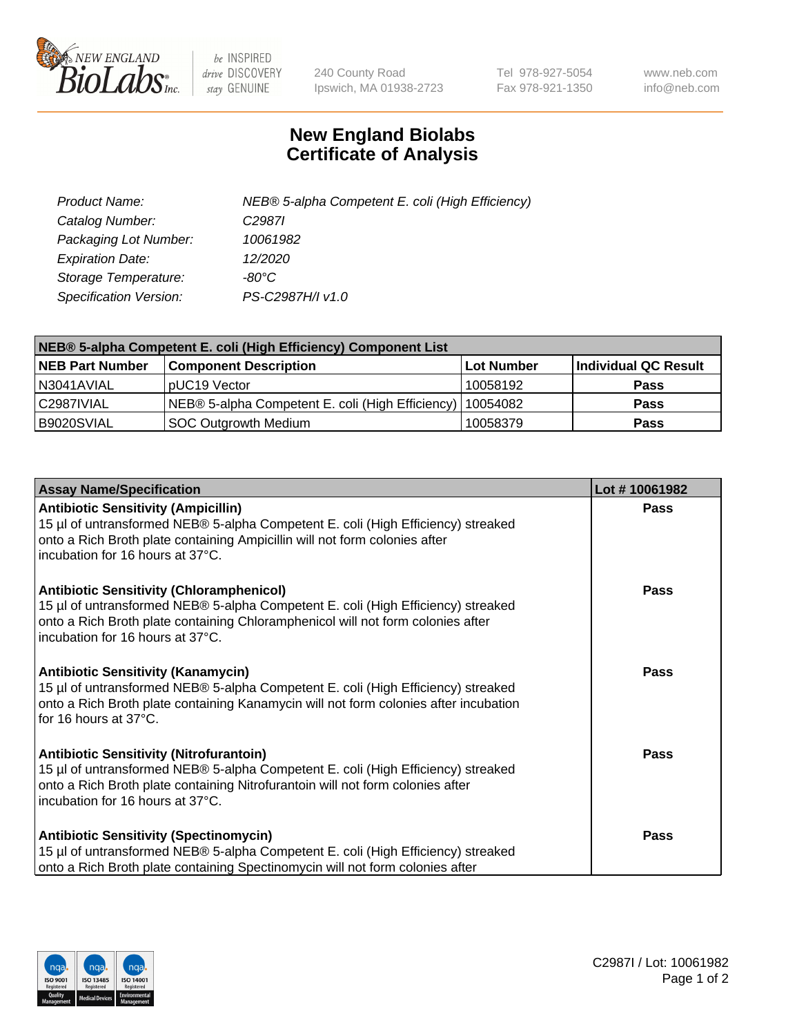New England BioLabs Inc. — be INSPIRED drive DISCOVERY stay GENUINE

240 County Road
Ipswich, MA 01938-2723

Tel 978-927-5054
Fax 978-921-1350

www.neb.com
info@neb.com

# New England Biolabs Certificate of Analysis

| | |
|---|---|
| *Product Name:* | *NEB® 5-alpha Competent E. coli (High Efficiency)* |
| *Catalog Number:* | *C2987I* |
| *Packaging Lot Number:* | *10061982* |
| *Expiration Date:* | *12/2020* |
| *Storage Temperature:* | *-80°C* |
| *Specification Version:* | *PS-C2987H/I v1.0* |

**NEB® 5-alpha Competent E. coli (High Efficiency) Component List**

| NEB Part Number | Component Description | Lot Number | Individual QC Result |
|---|---|---|---|
| N3041AVIAL | pUC19 Vector | 10058192 | **Pass** |
| C2987IVIAL | NEB® 5-alpha Competent E. coli (High Efficiency) | 10054082 | **Pass** |
| B9020SVIAL | SOC Outgrowth Medium | 10058379 | **Pass** |

| Assay Name/Specification | Lot # 10061982 |
|---|---|
| **Antibiotic Sensitivity (Ampicillin)**<br>15 µl of untransformed NEB® 5-alpha Competent E. coli (High Efficiency) streaked onto a Rich Broth plate containing Ampicillin will not form colonies after incubation for 16 hours at 37°C. | **Pass** |
| **Antibiotic Sensitivity (Chloramphenicol)**<br>15 µl of untransformed NEB® 5-alpha Competent E. coli (High Efficiency) streaked onto a Rich Broth plate containing Chloramphenicol will not form colonies after incubation for 16 hours at 37°C. | **Pass** |
| **Antibiotic Sensitivity (Kanamycin)**<br>15 µl of untransformed NEB® 5-alpha Competent E. coli (High Efficiency) streaked onto a Rich Broth plate containing Kanamycin will not form colonies after incubation for 16 hours at 37°C. | **Pass** |
| **Antibiotic Sensitivity (Nitrofurantoin)**<br>15 µl of untransformed NEB® 5-alpha Competent E. coli (High Efficiency) streaked onto a Rich Broth plate containing Nitrofurantoin will not form colonies after incubation for 16 hours at 37°C. | **Pass** |
| **Antibiotic Sensitivity (Spectinomycin)**<br>15 µl of untransformed NEB® 5-alpha Competent E. coli (High Efficiency) streaked onto a Rich Broth plate containing Spectinomycin will not form colonies after | **Pass** |

C2987I / Lot: 10061982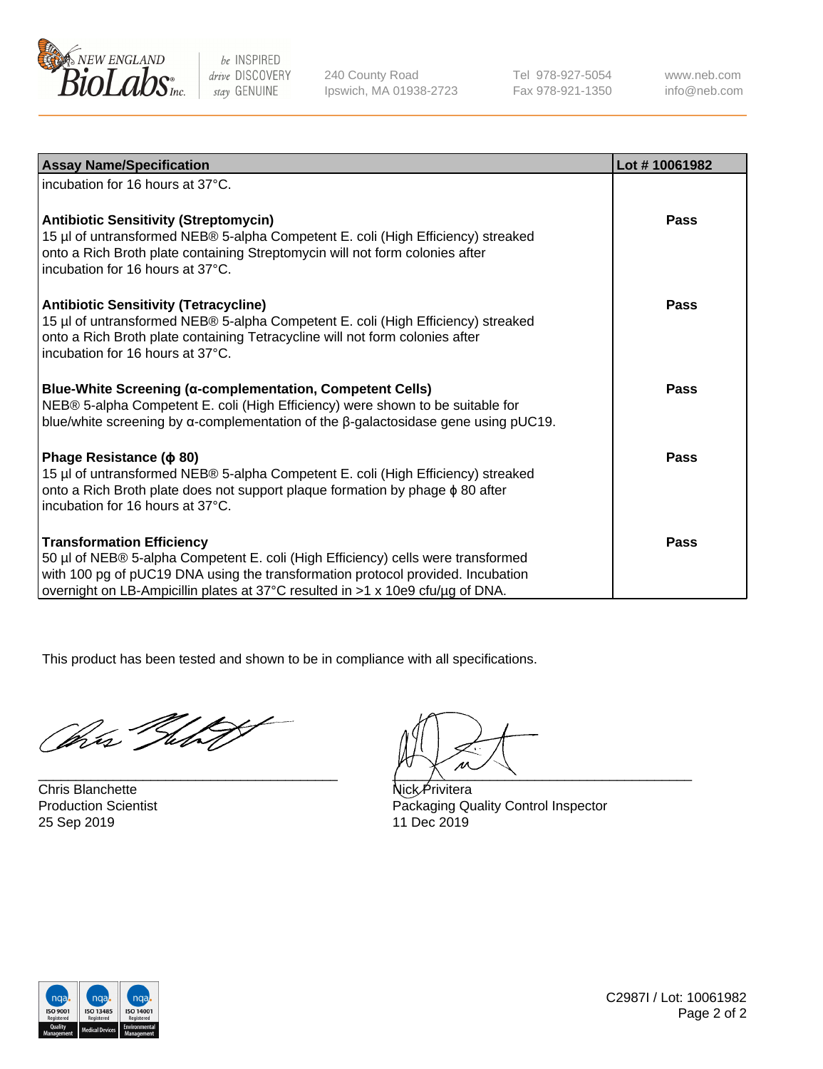| Assay Name/Specification | Lot # 10061982 |
|---|---|
| incubation for 16 hours at 37°C. | |
| **Antibiotic Sensitivity (Streptomycin)**<br>15 µl of untransformed NEB® 5-alpha Competent E. coli (High Efficiency) streaked onto a Rich Broth plate containing Streptomycin will not form colonies after incubation for 16 hours at 37°C. | **Pass** |
| **Antibiotic Sensitivity (Tetracycline)**<br>15 µl of untransformed NEB® 5-alpha Competent E. coli (High Efficiency) streaked onto a Rich Broth plate containing Tetracycline will not form colonies after incubation for 16 hours at 37°C. | **Pass** |
| **Blue-White Screening (α-complementation, Competent Cells)**<br>NEB® 5-alpha Competent E. coli (High Efficiency) were shown to be suitable for blue/white screening by α-complementation of the β-galactosidase gene using pUC19. | **Pass** |
| **Phage Resistance (ϕ 80)**<br>15 µl of untransformed NEB® 5-alpha Competent E. coli (High Efficiency) streaked onto a Rich Broth plate does not support plaque formation by phage ϕ 80 after incubation for 16 hours at 37°C. | **Pass** |
| **Transformation Efficiency**<br>50 µl of NEB® 5-alpha Competent E. coli (High Efficiency) cells were transformed with 100 pg of pUC19 DNA using the transformation protocol provided. Incubation overnight on LB-Ampicillin plates at 37°C resulted in >1 x 10e9 cfu/µg of DNA. | **Pass** |

This product has been tested and shown to be in compliance with all specifications.

Chris Blanchette
Production Scientist
25 Sep 2019

Nick Privitera
Packaging Quality Control Inspector
11 Dec 2019

C2987I / Lot: 10061982